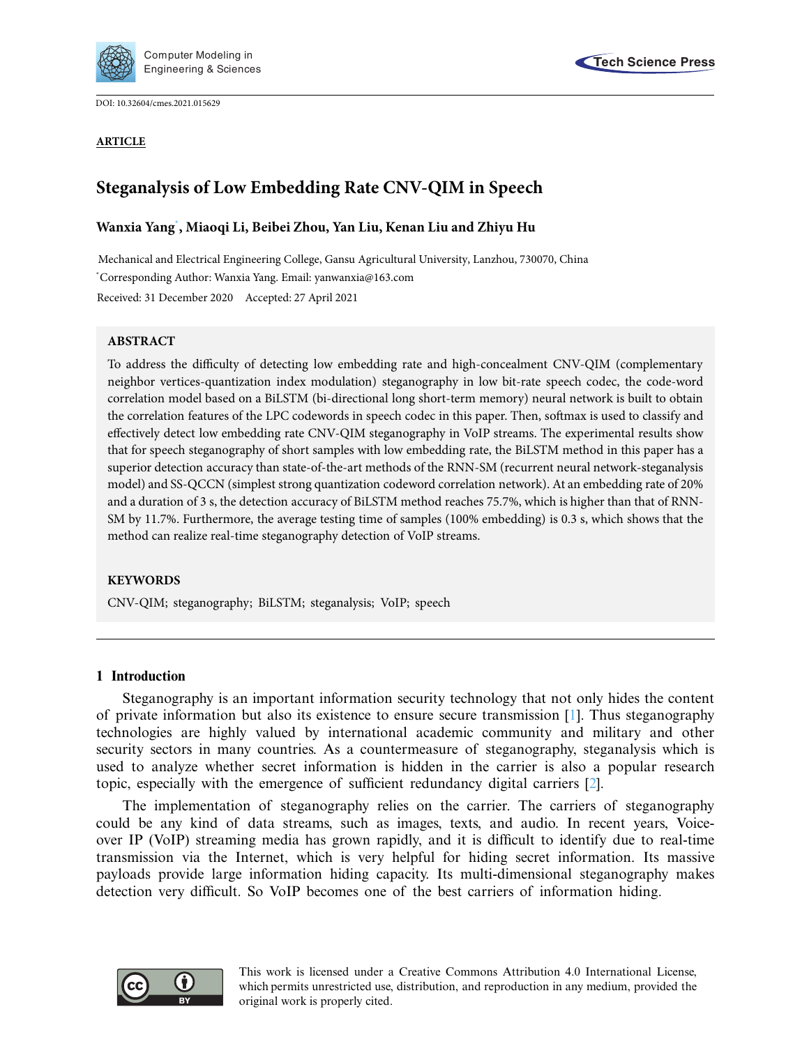DOI: 10.32604/cmes.2021.015629

**ARTICLE**

# Steganalysis of Low Embedding Rate CNV-QIM in Speech

**Wanxia Yang*, Miaoqi Li, Beibei Zhou, Yan Liu, Kenan Liu and Zhiyu Hu**

Mechanical and Electrical Engineering College, Gansu Agricultural University, Lanzhou, 730070, China

*Corresponding Author: Wanxia Yang. Email: yanwanxia@163.com

Received: 31 December 2020 Accepted: 27 April 2021

## ABSTRACT

To address the difficulty of detecting low embedding rate and high-concealment CNV-QIM (complementary neighbor vertices-quantization index modulation) steganography in low bit-rate speech codec, the code-word correlation model based on a BiLSTM (bi-directional long short-term memory) neural network is built to obtain the correlation features of the LPC codewords in speech codec in this paper. Then, softmax is used to classify and effectively detect low embedding rate CNV-QIM steganography in VoIP streams. The experimental results show that for speech steganography of short samples with low embedding rate, the BiLSTM method in this paper has a superior detection accuracy than state-of-the-art methods of the RNN-SM (recurrent neural network-steganalysis model) and SS-QCCN (simplest strong quantization codeword correlation network). At an embedding rate of 20% and a duration of 3 s, the detection accuracy of BiLSTM method reaches 75.7%, which is higher than that of RNN-SM by 11.7%. Furthermore, the average testing time of samples (100% embedding) is 0.3 s, which shows that the method can realize real-time steganography detection of VoIP streams.

## KEYWORDS

CNV-QIM; steganography; BiLSTM; steganalysis; VoIP; speech

## 1 Introduction

Steganography is an important information security technology that not only hides the content of private information but also its existence to ensure secure transmission [1]. Thus steganography technologies are highly valued by international academic community and military and other security sectors in many countries. As a countermeasure of steganography, steganalysis which is used to analyze whether secret information is hidden in the carrier is also a popular research topic, especially with the emergence of sufficient redundancy digital carriers [2].

The implementation of steganography relies on the carrier. The carriers of steganography could be any kind of data streams, such as images, texts, and audio. In recent years, Voice-over IP (VoIP) streaming media has grown rapidly, and it is difficult to identify due to real-time transmission via the Internet, which is very helpful for hiding secret information. Its massive payloads provide large information hiding capacity. Its multi-dimensional steganography makes detection very difficult. So VoIP becomes one of the best carriers of information hiding.

This work is licensed under a Creative Commons Attribution 4.0 International License, which permits unrestricted use, distribution, and reproduction in any medium, provided the original work is properly cited.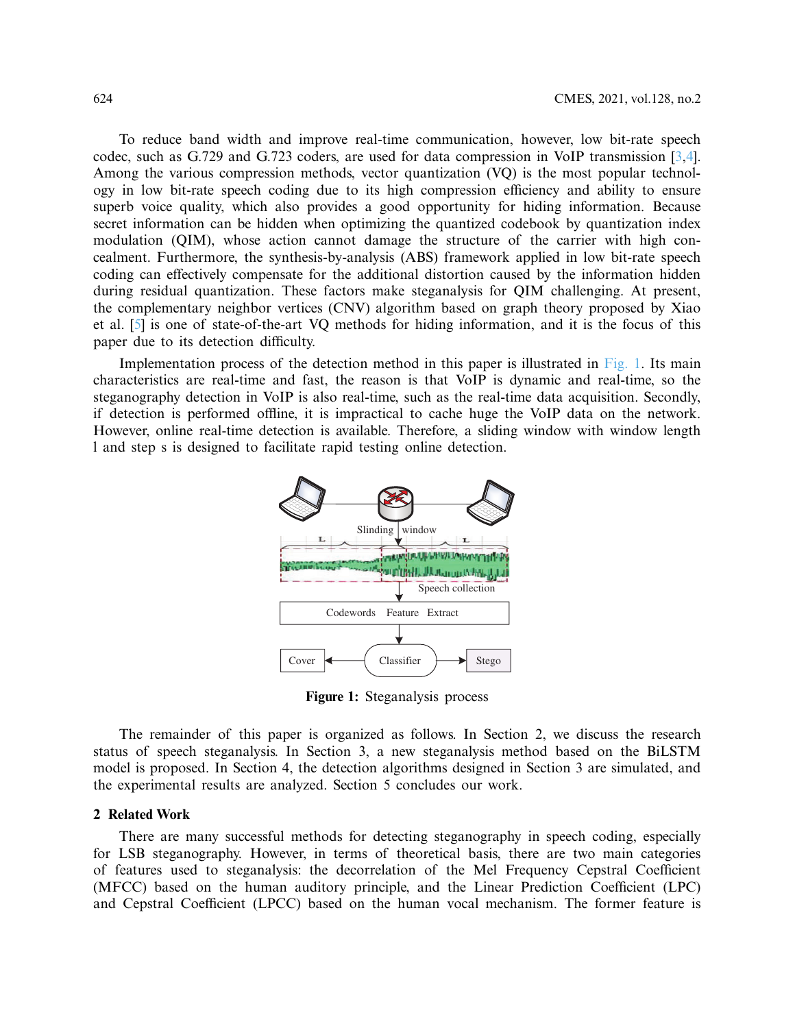To reduce band width and improve real-time communication, however, low bit-rate speech codec, such as G.729 and G.723 coders, are used for data compression in VoIP transmission [3,4]. Among the various compression methods, vector quantization (VQ) is the most popular technology in low bit-rate speech coding due to its high compression efficiency and ability to ensure superb voice quality, which also provides a good opportunity for hiding information. Because secret information can be hidden when optimizing the quantized codebook by quantization index modulation (QIM), whose action cannot damage the structure of the carrier with high concealment. Furthermore, the synthesis-by-analysis (ABS) framework applied in low bit-rate speech coding can effectively compensate for the additional distortion caused by the information hidden during residual quantization. These factors make steganalysis for QIM challenging. At present, the complementary neighbor vertices (CNV) algorithm based on graph theory proposed by Xiao et al. [5] is one of state-of-the-art VQ methods for hiding information, and it is the focus of this paper due to its detection difficulty.

Implementation process of the detection method in this paper is illustrated in Fig. 1. Its main characteristics are real-time and fast, the reason is that VoIP is dynamic and real-time, so the steganography detection in VoIP is also real-time, such as the real-time data acquisition. Secondly, if detection is performed offline, it is impractical to cache huge the VoIP data on the network. However, online real-time detection is available. Therefore, a sliding window with window length l and step s is designed to facilitate rapid testing online detection.

**Figure 1:** Steganalysis process

The remainder of this paper is organized as follows. In Section 2, we discuss the research status of speech steganalysis. In Section 3, a new steganalysis method based on the BiLSTM model is proposed. In Section 4, the detection algorithms designed in Section 3 are simulated, and the experimental results are analyzed. Section 5 concludes our work.

## 2 Related Work

There are many successful methods for detecting steganography in speech coding, especially for LSB steganography. However, in terms of theoretical basis, there are two main categories of features used to steganalysis: the decorrelation of the Mel Frequency Cepstral Coefficient (MFCC) based on the human auditory principle, and the Linear Prediction Coefficient (LPC) and Cepstral Coefficient (LPCC) based on the human vocal mechanism. The former feature is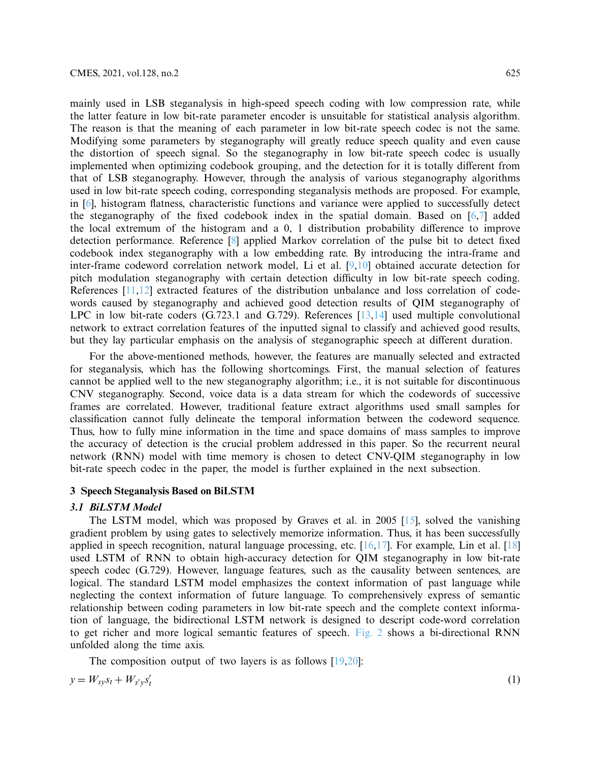mainly used in LSB steganalysis in high-speed speech coding with low compression rate, while the latter feature in low bit-rate parameter encoder is unsuitable for statistical analysis algorithm. The reason is that the meaning of each parameter in low bit-rate speech codec is not the same. Modifying some parameters by steganography will greatly reduce speech quality and even cause the distortion of speech signal. So the steganography in low bit-rate speech codec is usually implemented when optimizing codebook grouping, and the detection for it is totally different from that of LSB steganography. However, through the analysis of various steganography algorithms used in low bit-rate speech coding, corresponding steganalysis methods are proposed. For example, in [6], histogram flatness, characteristic functions and variance were applied to successfully detect the steganography of the fixed codebook index in the spatial domain. Based on [6,7] added the local extremum of the histogram and a 0, 1 distribution probability difference to improve detection performance. Reference [8] applied Markov correlation of the pulse bit to detect fixed codebook index steganography with a low embedding rate. By introducing the intra-frame and inter-frame codeword correlation network model, Li et al. [9,10] obtained accurate detection for pitch modulation steganography with certain detection difficulty in low bit-rate speech coding. References [11,12] extracted features of the distribution unbalance and loss correlation of codewords caused by steganography and achieved good detection results of QIM steganography of LPC in low bit-rate coders (G.723.1 and G.729). References [13,14] used multiple convolutional network to extract correlation features of the inputted signal to classify and achieved good results, but they lay particular emphasis on the analysis of steganographic speech at different duration.

For the above-mentioned methods, however, the features are manually selected and extracted for steganalysis, which has the following shortcomings. First, the manual selection of features cannot be applied well to the new steganography algorithm; i.e., it is not suitable for discontinuous CNV steganography. Second, voice data is a data stream for which the codewords of successive frames are correlated. However, traditional feature extract algorithms used small samples for classification cannot fully delineate the temporal information between the codeword sequence. Thus, how to fully mine information in the time and space domains of mass samples to improve the accuracy of detection is the crucial problem addressed in this paper. So the recurrent neural network (RNN) model with time memory is chosen to detect CNV-QIM steganography in low bit-rate speech codec in the paper, the model is further explained in the next subsection.

## 3 Speech Steganalysis Based on BiLSTM

### 3.1 *BiLSTM Model*

The LSTM model, which was proposed by Graves et al. in 2005 [15], solved the vanishing gradient problem by using gates to selectively memorize information. Thus, it has been successfully applied in speech recognition, natural language processing, etc. [16,17]. For example, Lin et al. [18] used LSTM of RNN to obtain high-accuracy detection for QIM steganography in low bit-rate speech codec (G.729). However, language features, such as the causality between sentences, are logical. The standard LSTM model emphasizes the context information of past language while neglecting the context information of future language. To comprehensively express of semantic relationship between coding parameters in low bit-rate speech and the complete context information of language, the bidirectional LSTM network is designed to descript code-word correlation to get richer and more logical semantic features of speech. Fig. 2 shows a bi-directional RNN unfolded along the time axis.

The composition output of two layers is as follows [19,20]:

$$y = W_{sy}s_t + W_{s'y}s'_t \tag{1}$$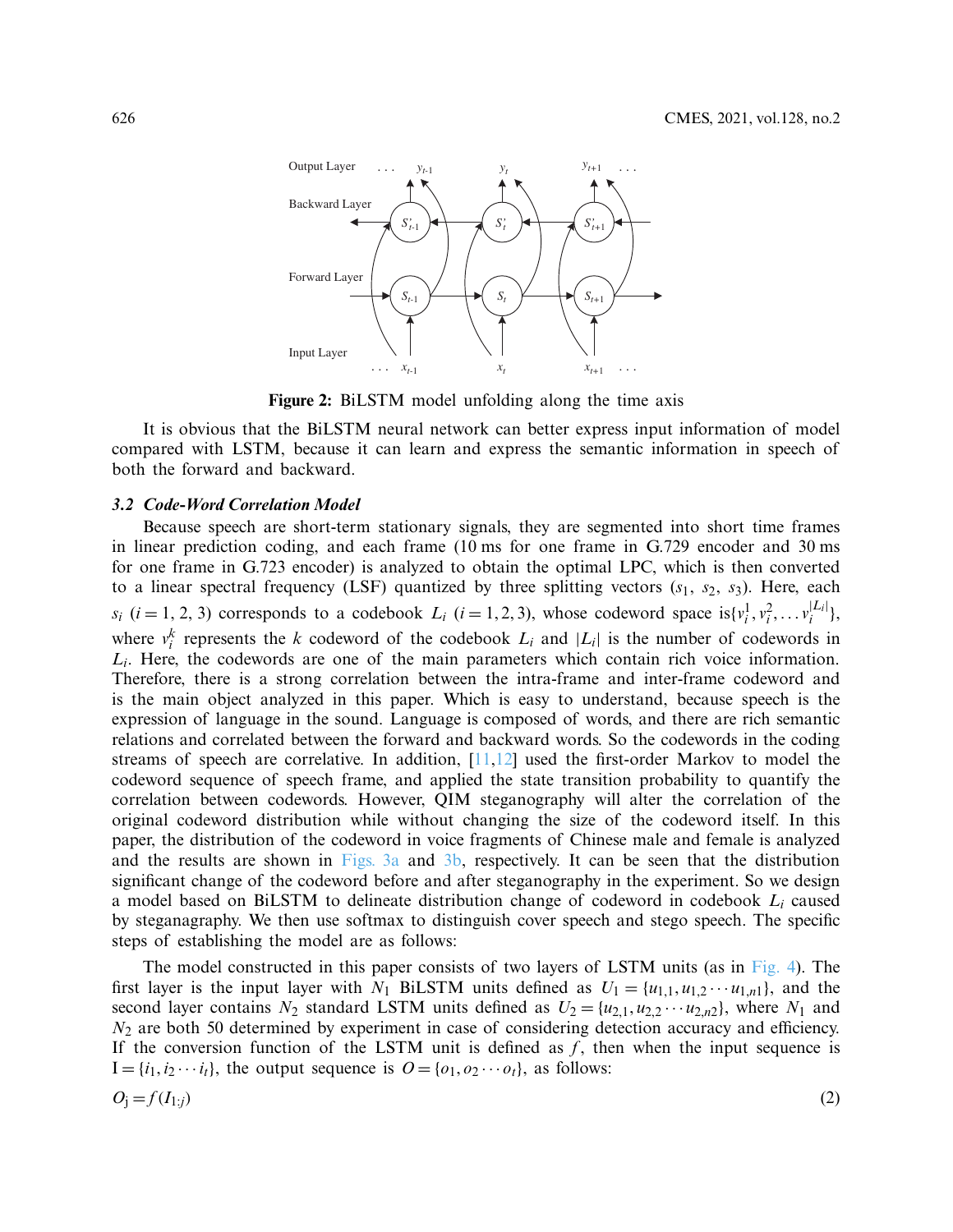Figure 2: BiLSTM model unfolding along the time axis

It is obvious that the BiLSTM neural network can better express input information of model compared with LSTM, because it can learn and express the semantic information in speech of both the forward and backward.

### 3.2 Code-Word Correlation Model

Because speech are short-term stationary signals, they are segmented into short time frames in linear prediction coding, and each frame (10 ms for one frame in G.729 encoder and 30 ms for one frame in G.723 encoder) is analyzed to obtain the optimal LPC, which is then converted to a linear spectral frequency (LSF) quantized by three splitting vectors ($s_1$, $s_2$, $s_3$). Here, each $s_i$ ($i = 1, 2, 3$) corresponds to a codebook $L_i$ ($i = 1, 2, 3$), whose codeword space is$\{v_i^1, v_i^2, \ldots v_i^{|L_i|}\}$, where $v_i^k$ represents the $k$ codeword of the codebook $L_i$ and $|L_i|$ is the number of codewords in $L_i$. Here, the codewords are one of the main parameters which contain rich voice information. Therefore, there is a strong correlation between the intra-frame and inter-frame codeword and is the main object analyzed in this paper. Which is easy to understand, because speech is the expression of language in the sound. Language is composed of words, and there are rich semantic relations and correlated between the forward and backward words. So the codewords in the coding streams of speech are correlative. In addition, [11,12] used the first-order Markov to model the codeword sequence of speech frame, and applied the state transition probability to quantify the correlation between codewords. However, QIM steganography will alter the correlation of the original codeword distribution while without changing the size of the codeword itself. In this paper, the distribution of the codeword in voice fragments of Chinese male and female is analyzed and the results are shown in Figs. 3a and 3b, respectively. It can be seen that the distribution significant change of the codeword before and after steganography in the experiment. So we design a model based on BiLSTM to delineate distribution change of codeword in codebook $L_i$ caused by steganagraphy. We then use softmax to distinguish cover speech and stego speech. The specific steps of establishing the model are as follows:

The model constructed in this paper consists of two layers of LSTM units (as in Fig. 4). The first layer is the input layer with $N_1$ BiLSTM units defined as $U_1 = \{u_{1,1}, u_{1,2} \cdots u_{1,n1}\}$, and the second layer contains $N_2$ standard LSTM units defined as $U_2 = \{u_{2,1}, u_{2,2} \cdots u_{2,n2}\}$, where $N_1$ and $N_2$ are both 50 determined by experiment in case of considering detection accuracy and efficiency. If the conversion function of the LSTM unit is defined as $f$, then when the input sequence is $\mathrm{I} = \{i_1, i_2 \cdots i_t\}$, the output sequence is $O = \{o_1, o_2 \cdots o_t\}$, as follows:

$$O_j = f(I_{1:j}) \tag{2}$$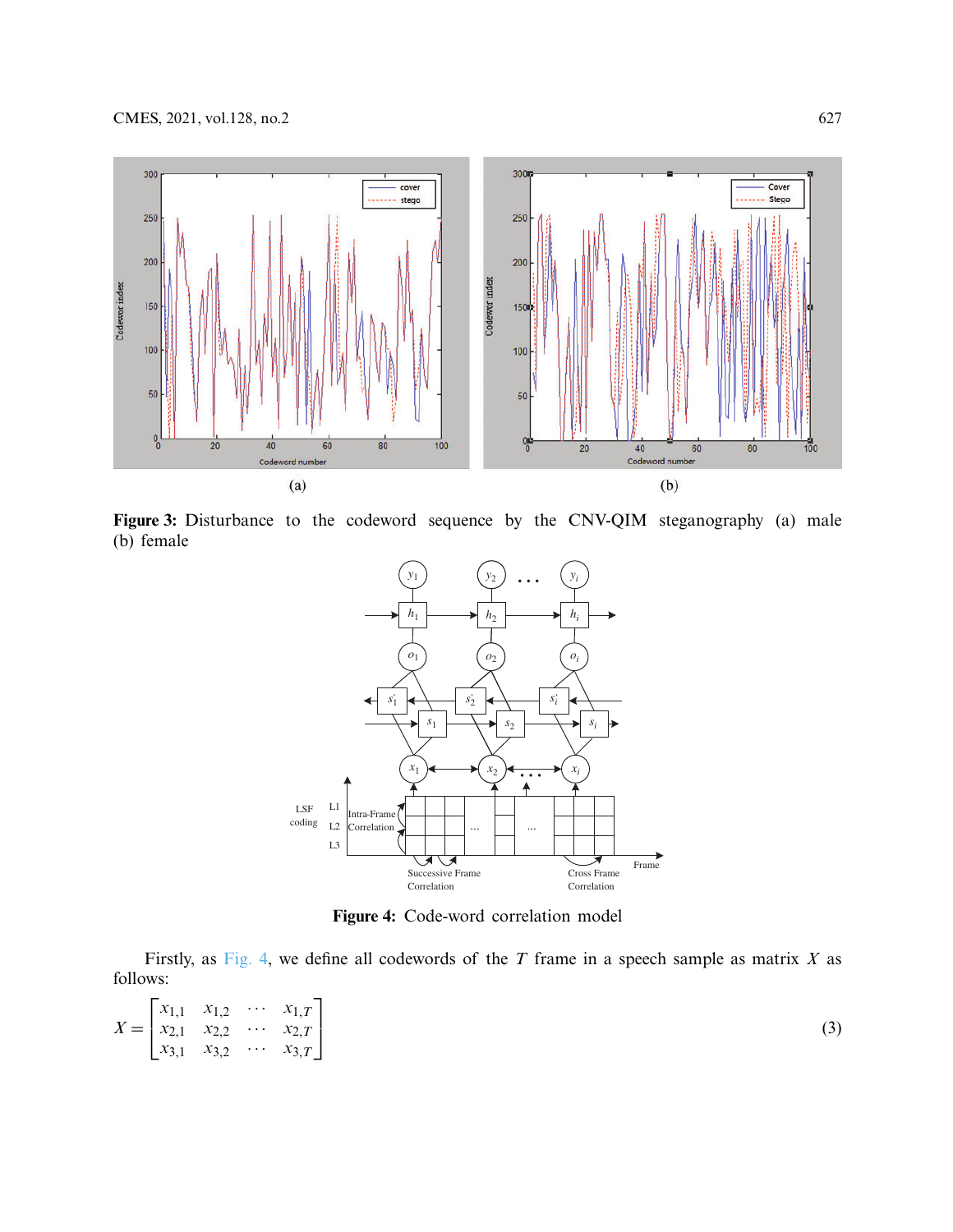**Figure 3:** Disturbance to the codeword sequence by the CNV-QIM steganography (a) male (b) female

**Figure 4:** Code-word correlation model

Firstly, as Fig. 4, we define all codewords of the $T$ frame in a speech sample as matrix $X$ as follows:

$$X = \begin{bmatrix} x_{1,1} & x_{1,2} & \cdots & x_{1,T} \\ x_{2,1} & x_{2,2} & \cdots & x_{2,T} \\ x_{3,1} & x_{3,2} & \cdots & x_{3,T} \end{bmatrix} \tag{3}$$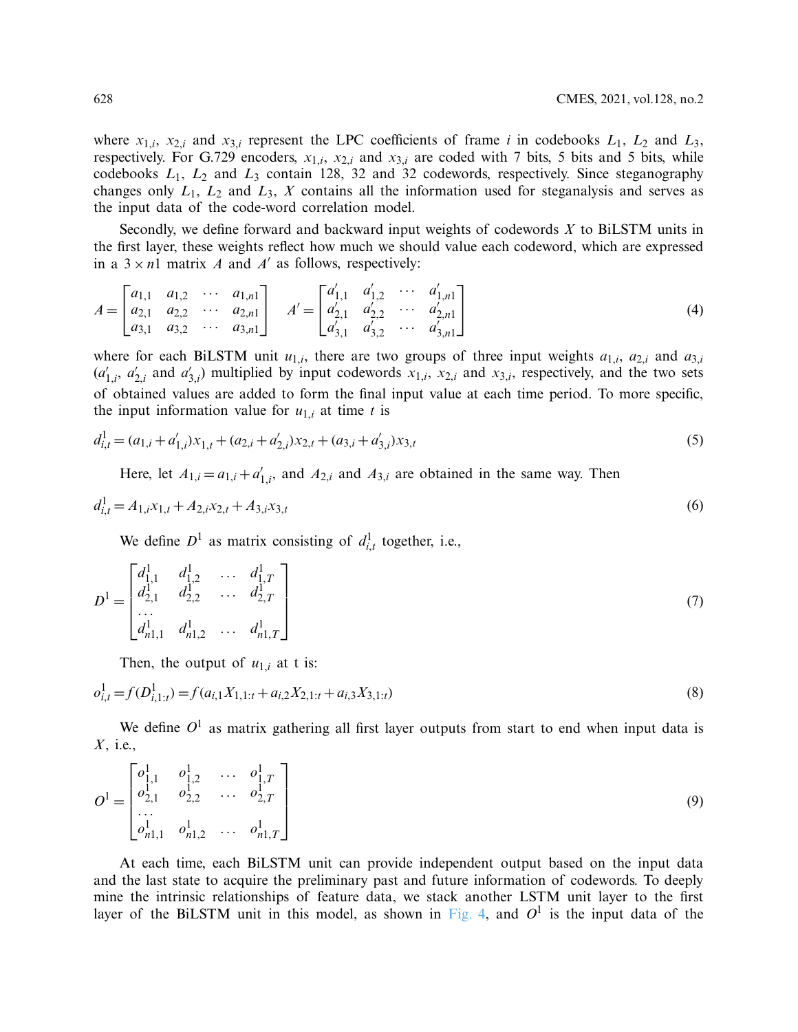where $x_{1,i}$, $x_{2,i}$ and $x_{3,i}$ represent the LPC coefficients of frame $i$ in codebooks $L_1$, $L_2$ and $L_3$, respectively. For G.729 encoders, $x_{1,i}$, $x_{2,i}$ and $x_{3,i}$ are coded with 7 bits, 5 bits and 5 bits, while codebooks $L_1$, $L_2$ and $L_3$ contain 128, 32 and 32 codewords, respectively. Since steganography changes only $L_1$, $L_2$ and $L_3$, $X$ contains all the information used for steganalysis and serves as the input data of the code-word correlation model.

Secondly, we define forward and backward input weights of codewords $X$ to BiLSTM units in the first layer, these weights reflect how much we should value each codeword, which are expressed in a $3 \times n1$ matrix $A$ and $A'$ as follows, respectively:

$$A = \begin{bmatrix} a_{1,1} & a_{1,2} & \cdots & a_{1,n1} \\ a_{2,1} & a_{2,2} & \cdots & a_{2,n1} \\ a_{3,1} & a_{3,2} & \cdots & a_{3,n1} \end{bmatrix} \quad A' = \begin{bmatrix} a'_{1,1} & a'_{1,2} & \cdots & a'_{1,n1} \\ a'_{2,1} & a'_{2,2} & \cdots & a'_{2,n1} \\ a'_{3,1} & a'_{3,2} & \cdots & a'_{3,n1} \end{bmatrix} \tag{4}$$

where for each BiLSTM unit $u_{1,i}$, there are two groups of three input weights $a_{1,i}$, $a_{2,i}$ and $a_{3,i}$ ($a'_{1,i}$, $a'_{2,i}$ and $a'_{3,i}$) multiplied by input codewords $x_{1,i}$, $x_{2,i}$ and $x_{3,i}$, respectively, and the two sets of obtained values are added to form the final input value at each time period. To more specific, the input information value for $u_{1,i}$ at time $t$ is

$$d^1_{i,t} = (a_{1,i} + a'_{1,i})x_{1,t} + (a_{2,i} + a'_{2,i})x_{2,t} + (a_{3,i} + a'_{3,i})x_{3,t} \tag{5}$$

Here, let $A_{1,i} = a_{1,i} + a'_{1,i}$, and $A_{2,i}$ and $A_{3,i}$ are obtained in the same way. Then

$$d^1_{i,t} = A_{1,i}x_{1,t} + A_{2,i}x_{2,t} + A_{3,i}x_{3,t} \tag{6}$$

We define $D^1$ as matrix consisting of $d^1_{i,t}$ together, i.e.,

$$D^1 = \begin{bmatrix} d^1_{1,1} & d^1_{1,2} & \ldots & d^1_{1,T} \\ d^1_{2,1} & d^1_{2,2} & \ldots & d^1_{2,T} \\ \ldots & & & \\ d^1_{n1,1} & d^1_{n1,2} & \ldots & d^1_{n1,T} \end{bmatrix} \tag{7}$$

Then, the output of $u_{1,i}$ at t is:

$$o^1_{i,t} = f(D^1_{i,1:t}) = f(a_{i,1}X_{1,1:t} + a_{i,2}X_{2,1:t} + a_{i,3}X_{3,1:t}) \tag{8}$$

We define $O^1$ as matrix gathering all first layer outputs from start to end when input data is $X$, i.e.,

$$O^1 = \begin{bmatrix} o^1_{1,1} & o^1_{1,2} & \ldots & o^1_{1,T} \\ o^1_{2,1} & o^1_{2,2} & \ldots & o^1_{2,T} \\ \ldots & & & \\ o^1_{n1,1} & o^1_{n1,2} & \ldots & o^1_{n1,T} \end{bmatrix} \tag{9}$$

At each time, each BiLSTM unit can provide independent output based on the input data and the last state to acquire the preliminary past and future information of codewords. To deeply mine the intrinsic relationships of feature data, we stack another LSTM unit layer to the first layer of the BiLSTM unit in this model, as shown in Fig. 4, and $O^1$ is the input data of the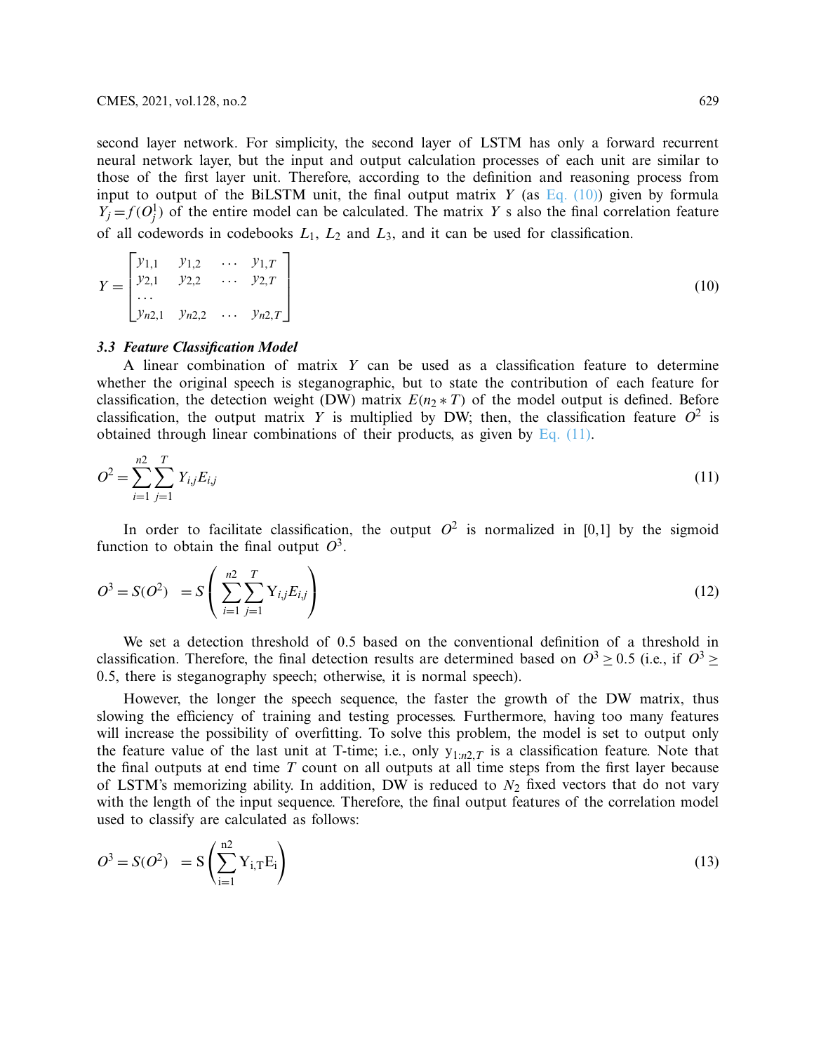second layer network. For simplicity, the second layer of LSTM has only a forward recurrent neural network layer, but the input and output calculation processes of each unit are similar to those of the first layer unit. Therefore, according to the definition and reasoning process from input to output of the BiLSTM unit, the final output matrix $Y$ (as Eq. (10)) given by formula $Y_j = f(O_j^1)$ of the entire model can be calculated. The matrix $Y$ s also the final correlation feature of all codewords in codebooks $L_1$, $L_2$ and $L_3$, and it can be used for classification.

$$Y = \begin{bmatrix} y_{1,1} & y_{1,2} & \cdots & y_{1,T} \\ y_{2,1} & y_{2,2} & \cdots & y_{2,T} \\ \cdots & & & \\ y_{n2,1} & y_{n2,2} & \cdots & y_{n2,T} \end{bmatrix} \tag{10}$$

### 3.3 Feature Classification Model

A linear combination of matrix $Y$ can be used as a classification feature to determine whether the original speech is steganographic, but to state the contribution of each feature for classification, the detection weight (DW) matrix $E(n_2 * T)$ of the model output is defined. Before classification, the output matrix $Y$ is multiplied by DW; then, the classification feature $O^2$ is obtained through linear combinations of their products, as given by Eq. (11).

$$O^2 = \sum_{i=1}^{n2} \sum_{j=1}^{T} Y_{i,j} E_{i,j} \tag{11}$$

In order to facilitate classification, the output $O^2$ is normalized in [0,1] by the sigmoid function to obtain the final output $O^3$.

$$O^3 = S(O^2) \quad = S\left( \sum_{i=1}^{n2} \sum_{j=1}^{T} \mathrm{Y}_{i,j} E_{i,j} \right) \tag{12}$$

We set a detection threshold of 0.5 based on the conventional definition of a threshold in classification. Therefore, the final detection results are determined based on $O^3 \geq 0.5$ (i.e., if $O^3 \geq 0.5$, there is steganography speech; otherwise, it is normal speech).

However, the longer the speech sequence, the faster the growth of the DW matrix, thus slowing the efficiency of training and testing processes. Furthermore, having too many features will increase the possibility of overfitting. To solve this problem, the model is set to output only the feature value of the last unit at T-time; i.e., only $\mathrm{y}_{1:n2,T}$ is a classification feature. Note that the final outputs at end time $T$ count on all outputs at all time steps from the first layer because of LSTM's memorizing ability. In addition, DW is reduced to $N_2$ fixed vectors that do not vary with the length of the input sequence. Therefore, the final output features of the correlation model used to classify are calculated as follows:

$$O^3 = S(O^2) \quad = \mathrm{S}\left( \sum_{\mathrm{i}=1}^{\mathrm{n2}} \mathrm{Y}_{\mathrm{i,T}} \mathrm{E}_{\mathrm{i}} \right) \tag{13}$$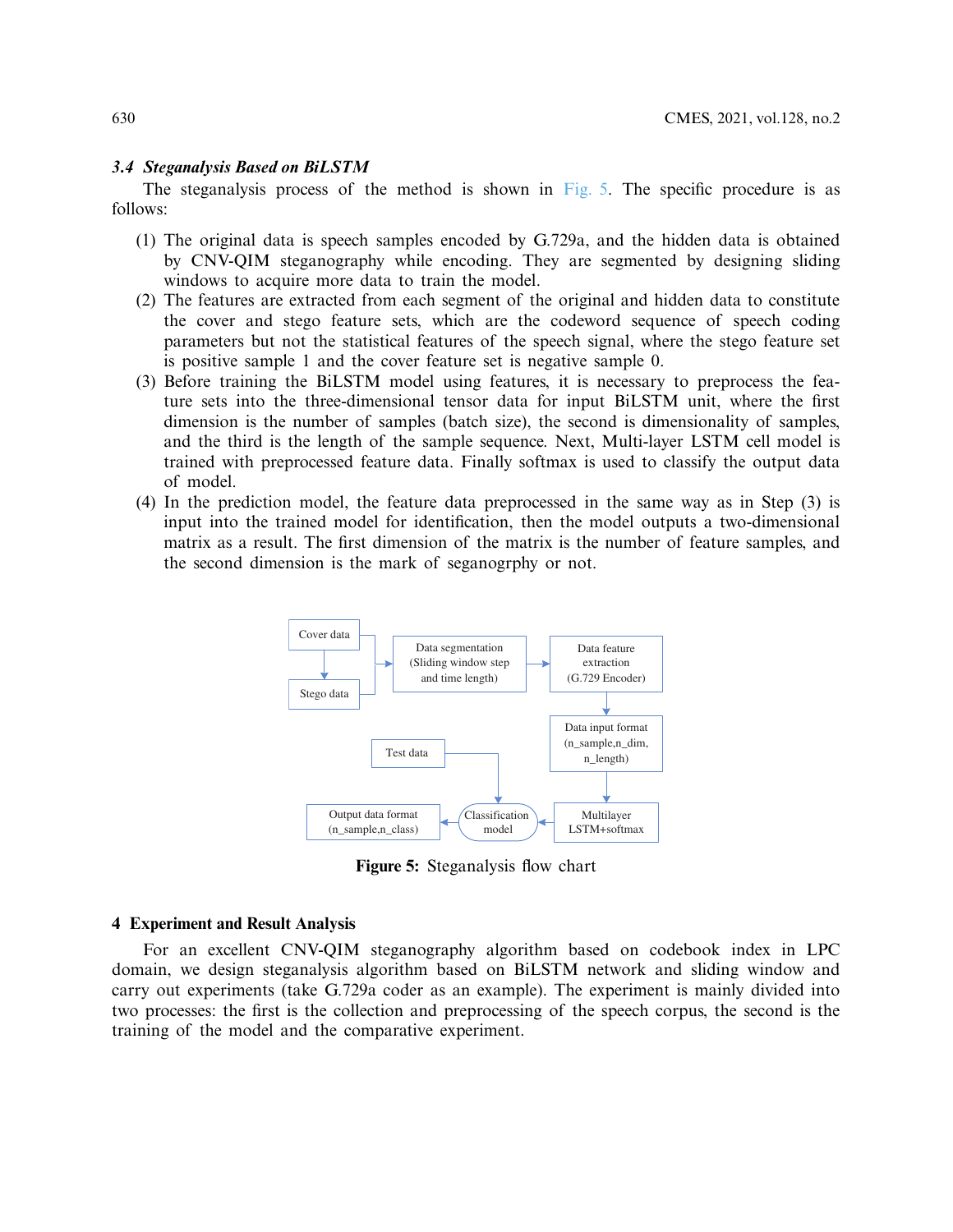### *3.4 Steganalysis Based on BiLSTM*

The steganalysis process of the method is shown in Fig. 5. The specific procedure is as follows:

(1) The original data is speech samples encoded by G.729a, and the hidden data is obtained by CNV-QIM steganography while encoding. They are segmented by designing sliding windows to acquire more data to train the model.
(2) The features are extracted from each segment of the original and hidden data to constitute the cover and stego feature sets, which are the codeword sequence of speech coding parameters but not the statistical features of the speech signal, where the stego feature set is positive sample 1 and the cover feature set is negative sample 0.
(3) Before training the BiLSTM model using features, it is necessary to preprocess the feature sets into the three-dimensional tensor data for input BiLSTM unit, where the first dimension is the number of samples (batch size), the second is dimensionality of samples, and the third is the length of the sample sequence. Next, Multi-layer LSTM cell model is trained with preprocessed feature data. Finally softmax is used to classify the output data of model.
(4) In the prediction model, the feature data preprocessed in the same way as in Step (3) is input into the trained model for identification, then the model outputs a two-dimensional matrix as a result. The first dimension of the matrix is the number of feature samples, and the second dimension is the mark of seganogrphy or not.

Cover data → Stego data → Data segmentation (Sliding window step and time length) → Data feature extraction (G.729 Encoder) → Data input format (n_sample,n_dim, n_length) → Multilayer LSTM+softmax → Classification model (← Test data) → Output data format (n_sample,n_class)

**Figure 5:** Steganalysis flow chart

## 4 Experiment and Result Analysis

For an excellent CNV-QIM steganography algorithm based on codebook index in LPC domain, we design steganalysis algorithm based on BiLSTM network and sliding window and carry out experiments (take G.729a coder as an example). The experiment is mainly divided into two processes: the first is the collection and preprocessing of the speech corpus, the second is the training of the model and the comparative experiment.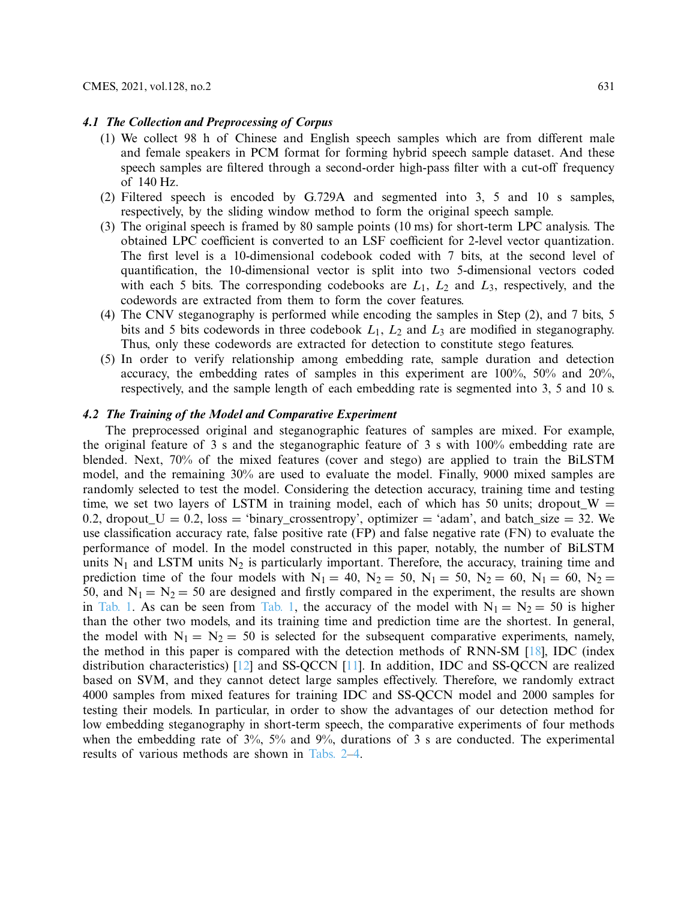### 4.1 The Collection and Preprocessing of Corpus

(1) We collect 98 h of Chinese and English speech samples which are from different male and female speakers in PCM format for forming hybrid speech sample dataset. And these speech samples are filtered through a second-order high-pass filter with a cut-off frequency of 140 Hz.

(2) Filtered speech is encoded by G.729A and segmented into 3, 5 and 10 s samples, respectively, by the sliding window method to form the original speech sample.

(3) The original speech is framed by 80 sample points (10 ms) for short-term LPC analysis. The obtained LPC coefficient is converted to an LSF coefficient for 2-level vector quantization. The first level is a 10-dimensional codebook coded with 7 bits, at the second level of quantification, the 10-dimensional vector is split into two 5-dimensional vectors coded with each 5 bits. The corresponding codebooks are $L_1$, $L_2$ and $L_3$, respectively, and the codewords are extracted from them to form the cover features.

(4) The CNV steganography is performed while encoding the samples in Step (2), and 7 bits, 5 bits and 5 bits codewords in three codebook $L_1$, $L_2$ and $L_3$ are modified in steganography. Thus, only these codewords are extracted for detection to constitute stego features.

(5) In order to verify relationship among embedding rate, sample duration and detection accuracy, the embedding rates of samples in this experiment are 100%, 50% and 20%, respectively, and the sample length of each embedding rate is segmented into 3, 5 and 10 s.

### 4.2 The Training of the Model and Comparative Experiment

The preprocessed original and steganographic features of samples are mixed. For example, the original feature of 3 s and the steganographic feature of 3 s with 100% embedding rate are blended. Next, 70% of the mixed features (cover and stego) are applied to train the BiLSTM model, and the remaining 30% are used to evaluate the model. Finally, 9000 mixed samples are randomly selected to test the model. Considering the detection accuracy, training time and testing time, we set two layers of LSTM in training model, each of which has 50 units; dropout_W = 0.2, dropout_U = 0.2, loss = 'binary_crossentropy', optimizer = 'adam', and batch_size = 32. We use classification accuracy rate, false positive rate (FP) and false negative rate (FN) to evaluate the performance of model. In the model constructed in this paper, notably, the number of BiLSTM units $N_1$ and LSTM units $N_2$ is particularly important. Therefore, the accuracy, training time and prediction time of the four models with $N_1 = 40$, $N_2 = 50$, $N_1 = 50$, $N_2 = 60$, $N_1 = 60$, $N_2 = 50$, and $N_1 = N_2 = 50$ are designed and firstly compared in the experiment, the results are shown in Tab. 1. As can be seen from Tab. 1, the accuracy of the model with $N_1 = N_2 = 50$ is higher than the other two models, and its training time and prediction time are the shortest. In general, the model with $N_1 = N_2 = 50$ is selected for the subsequent comparative experiments, namely, the method in this paper is compared with the detection methods of RNN-SM [18], IDC (index distribution characteristics) [12] and SS-QCCN [11]. In addition, IDC and SS-QCCN are realized based on SVM, and they cannot detect large samples effectively. Therefore, we randomly extract 4000 samples from mixed features for training IDC and SS-QCCN model and 2000 samples for testing their models. In particular, in order to show the advantages of our detection method for low embedding steganography in short-term speech, the comparative experiments of four methods when the embedding rate of 3%, 5% and 9%, durations of 3 s are conducted. The experimental results of various methods are shown in Tabs. 2–4.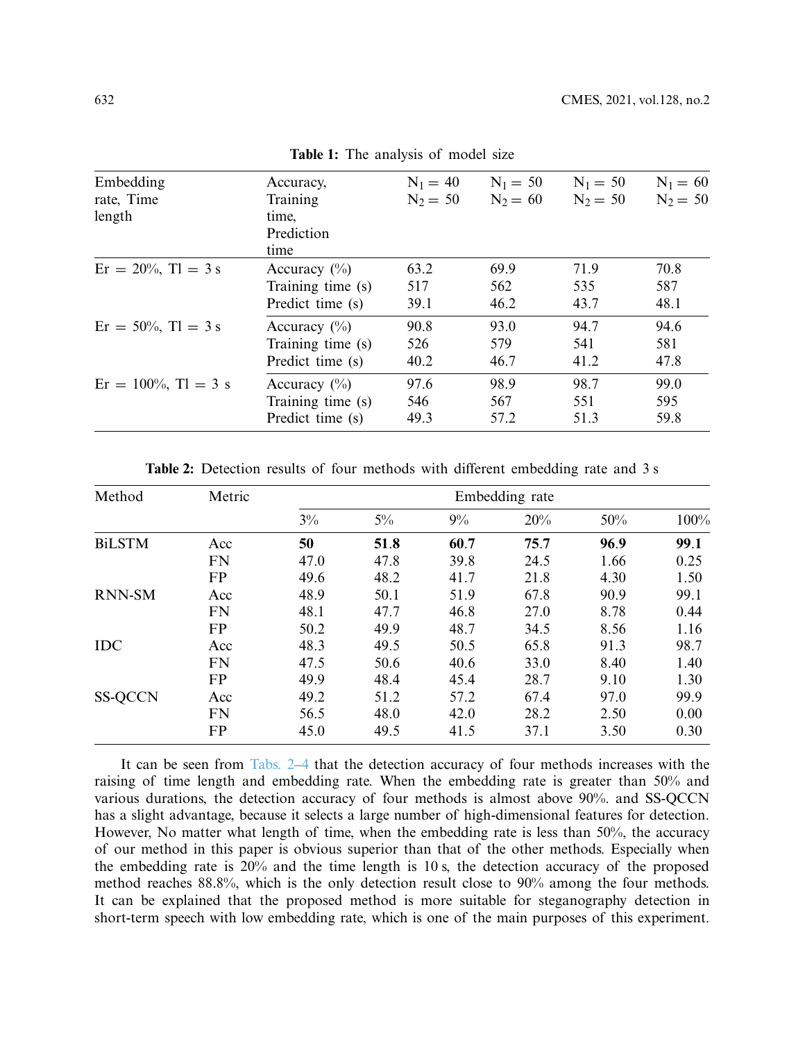**Table 1:** The analysis of model size

| Embedding rate, Time length | Accuracy, Training time, Prediction time | $N_1 = 40$ $N_2 = 50$ | $N_1 = 50$ $N_2 = 60$ | $N_1 = 50$ $N_2 = 50$ | $N_1 = 60$ $N_2 = 50$ |
|---|---|---|---|---|---|
| Er = 20%, Tl = 3 s | Accuracy (%) | 63.2 | 69.9 | 71.9 | 70.8 |
| | Training time (s) | 517 | 562 | 535 | 587 |
| | Predict time (s) | 39.1 | 46.2 | 43.7 | 48.1 |
| Er = 50%, Tl = 3 s | Accuracy (%) | 90.8 | 93.0 | 94.7 | 94.6 |
| | Training time (s) | 526 | 579 | 541 | 581 |
| | Predict time (s) | 40.2 | 46.7 | 41.2 | 47.8 |
| Er = 100%, Tl = 3 s | Accuracy (%) | 97.6 | 98.9 | 98.7 | 99.0 |
| | Training time (s) | 546 | 567 | 551 | 595 |
| | Predict time (s) | 49.3 | 57.2 | 51.3 | 59.8 |

**Table 2:** Detection results of four methods with different embedding rate and 3 s

| Method | Metric | Embedding rate | | | | | |
|---|---|---|---|---|---|---|---|
| | | 3% | 5% | 9% | 20% | 50% | 100% |
| BiLSTM | Acc | **50** | **51.8** | **60.7** | **75.7** | **96.9** | **99.1** |
| | FN | 47.0 | 47.8 | 39.8 | 24.5 | 1.66 | 0.25 |
| | FP | 49.6 | 48.2 | 41.7 | 21.8 | 4.30 | 1.50 |
| RNN-SM | Acc | 48.9 | 50.1 | 51.9 | 67.8 | 90.9 | 99.1 |
| | FN | 48.1 | 47.7 | 46.8 | 27.0 | 8.78 | 0.44 |
| | FP | 50.2 | 49.9 | 48.7 | 34.5 | 8.56 | 1.16 |
| IDC | Acc | 48.3 | 49.5 | 50.5 | 65.8 | 91.3 | 98.7 |
| | FN | 47.5 | 50.6 | 40.6 | 33.0 | 8.40 | 1.40 |
| | FP | 49.9 | 48.4 | 45.4 | 28.7 | 9.10 | 1.30 |
| SS-QCCN | Acc | 49.2 | 51.2 | 57.2 | 67.4 | 97.0 | 99.9 |
| | FN | 56.5 | 48.0 | 42.0 | 28.2 | 2.50 | 0.00 |
| | FP | 45.0 | 49.5 | 41.5 | 37.1 | 3.50 | 0.30 |

It can be seen from Tabs. 2–4 that the detection accuracy of four methods increases with the raising of time length and embedding rate. When the embedding rate is greater than 50% and various durations, the detection accuracy of four methods is almost above 90%. and SS-QCCN has a slight advantage, because it selects a large number of high-dimensional features for detection. However, No matter what length of time, when the embedding rate is less than 50%, the accuracy of our method in this paper is obvious superior than that of the other methods. Especially when the embedding rate is 20% and the time length is 10 s, the detection accuracy of the proposed method reaches 88.8%, which is the only detection result close to 90% among the four methods. It can be explained that the proposed method is more suitable for steganography detection in short-term speech with low embedding rate, which is one of the main purposes of this experiment.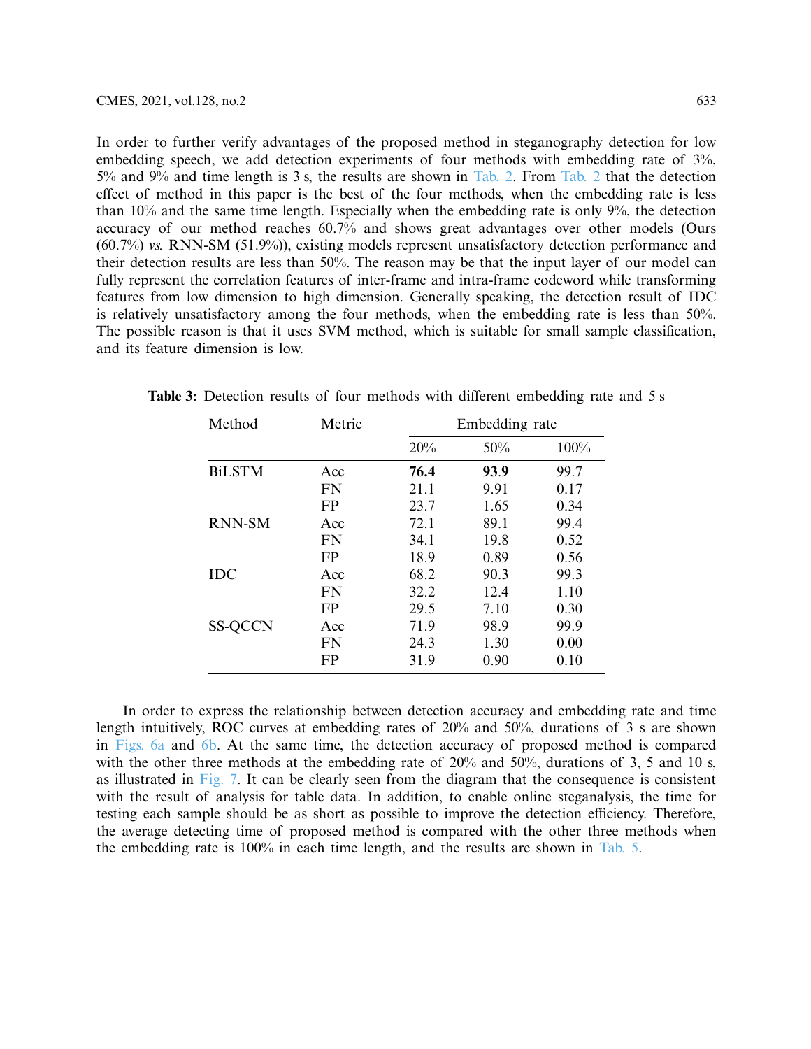In order to further verify advantages of the proposed method in steganography detection for low embedding speech, we add detection experiments of four methods with embedding rate of 3%, 5% and 9% and time length is 3 s, the results are shown in Tab. 2. From Tab. 2 that the detection effect of method in this paper is the best of the four methods, when the embedding rate is less than 10% and the same time length. Especially when the embedding rate is only 9%, the detection accuracy of our method reaches 60.7% and shows great advantages over other models (Ours (60.7%) *vs.* RNN-SM (51.9%)), existing models represent unsatisfactory detection performance and their detection results are less than 50%. The reason may be that the input layer of our model can fully represent the correlation features of inter-frame and intra-frame codeword while transforming features from low dimension to high dimension. Generally speaking, the detection result of IDC is relatively unsatisfactory among the four methods, when the embedding rate is less than 50%. The possible reason is that it uses SVM method, which is suitable for small sample classification, and its feature dimension is low.

**Table 3:** Detection results of four methods with different embedding rate and 5 s

| Method | Metric | Embedding rate | | |
|---|---|---|---|---|
| | | 20% | 50% | 100% |
| BiLSTM | Acc | **76.4** | **93.9** | 99.7 |
| | FN | 21.1 | 9.91 | 0.17 |
| | FP | 23.7 | 1.65 | 0.34 |
| RNN-SM | Acc | 72.1 | 89.1 | 99.4 |
| | FN | 34.1 | 19.8 | 0.52 |
| | FP | 18.9 | 0.89 | 0.56 |
| IDC | Acc | 68.2 | 90.3 | 99.3 |
| | FN | 32.2 | 12.4 | 1.10 |
| | FP | 29.5 | 7.10 | 0.30 |
| SS-QCCN | Acc | 71.9 | 98.9 | 99.9 |
| | FN | 24.3 | 1.30 | 0.00 |
| | FP | 31.9 | 0.90 | 0.10 |

In order to express the relationship between detection accuracy and embedding rate and time length intuitively, ROC curves at embedding rates of 20% and 50%, durations of 3 s are shown in Figs. 6a and 6b. At the same time, the detection accuracy of proposed method is compared with the other three methods at the embedding rate of 20% and 50%, durations of 3, 5 and 10 s, as illustrated in Fig. 7. It can be clearly seen from the diagram that the consequence is consistent with the result of analysis for table data. In addition, to enable online steganalysis, the time for testing each sample should be as short as possible to improve the detection efficiency. Therefore, the average detecting time of proposed method is compared with the other three methods when the embedding rate is 100% in each time length, and the results are shown in Tab. 5.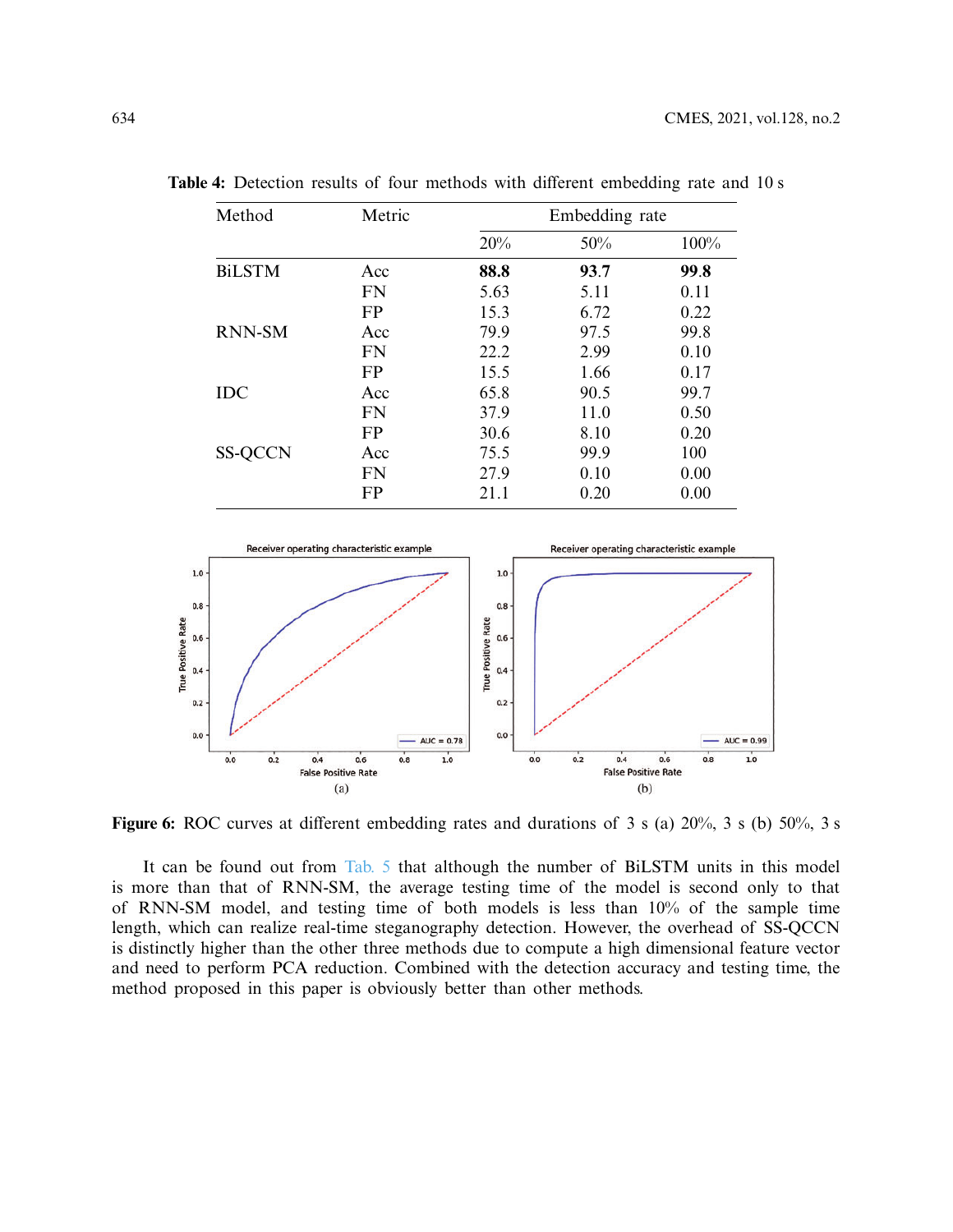**Table 4:** Detection results of four methods with different embedding rate and 10 s

| Method | Metric | Embedding rate | | |
|---|---|---|---|---|
| | | 20% | 50% | 100% |
| BiLSTM | Acc | **88.8** | **93.7** | **99.8** |
| | FN | 5.63 | 5.11 | 0.11 |
| | FP | 15.3 | 6.72 | 0.22 |
| RNN-SM | Acc | 79.9 | 97.5 | 99.8 |
| | FN | 22.2 | 2.99 | 0.10 |
| | FP | 15.5 | 1.66 | 0.17 |
| IDC | Acc | 65.8 | 90.5 | 99.7 |
| | FN | 37.9 | 11.0 | 0.50 |
| | FP | 30.6 | 8.10 | 0.20 |
| SS-QCCN | Acc | 75.5 | 99.9 | 100 |
| | FN | 27.9 | 0.10 | 0.00 |
| | FP | 21.1 | 0.20 | 0.00 |

**Figure 6:** ROC curves at different embedding rates and durations of 3 s (a) 20%, 3 s (b) 50%, 3 s

It can be found out from Tab. 5 that although the number of BiLSTM units in this model is more than that of RNN-SM, the average testing time of the model is second only to that of RNN-SM model, and testing time of both models is less than 10% of the sample time length, which can realize real-time steganography detection. However, the overhead of SS-QCCN is distinctly higher than the other three methods due to compute a high dimensional feature vector and need to perform PCA reduction. Combined with the detection accuracy and testing time, the method proposed in this paper is obviously better than other methods.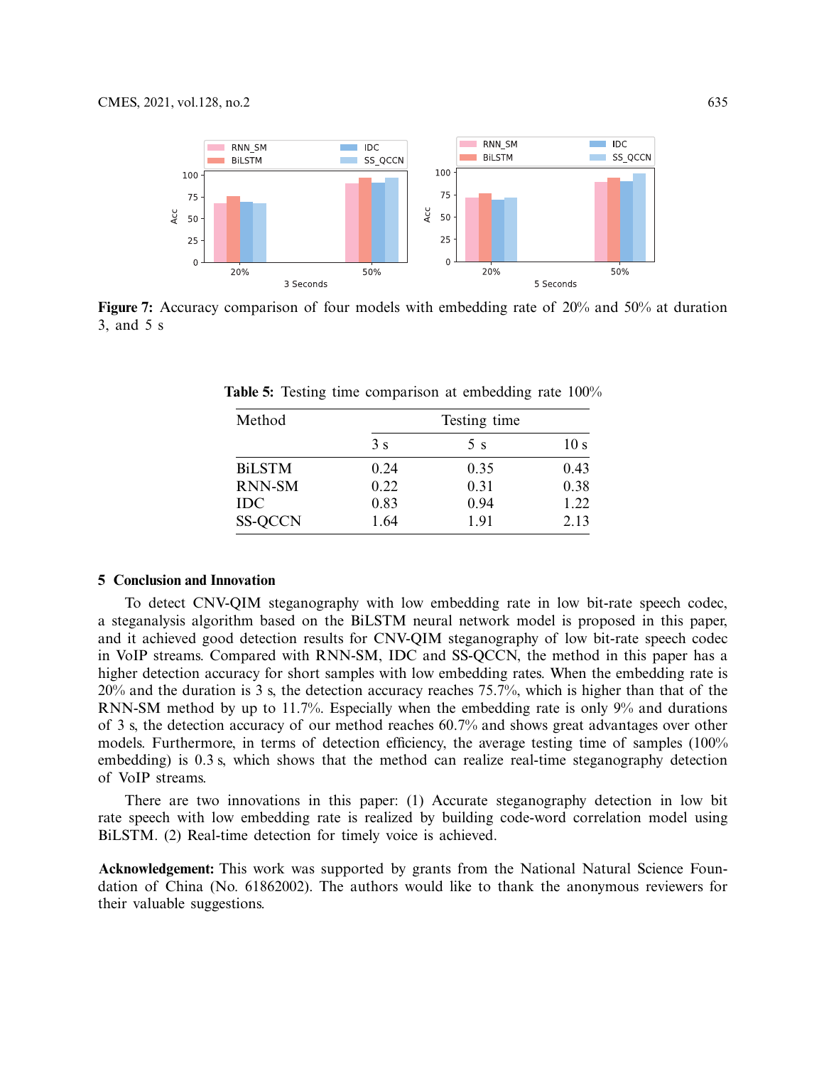**Figure 7:** Accuracy comparison of four models with embedding rate of 20% and 50% at duration 3, and 5 s

**Table 5:** Testing time comparison at embedding rate 100%

| Method | Testing time | | |
|---|---|---|---|
| | 3 s | 5 s | 10 s |
| BiLSTM | 0.24 | 0.35 | 0.43 |
| RNN-SM | 0.22 | 0.31 | 0.38 |
| IDC | 0.83 | 0.94 | 1.22 |
| SS-QCCN | 1.64 | 1.91 | 2.13 |

## 5 Conclusion and Innovation

To detect CNV-QIM steganography with low embedding rate in low bit-rate speech codec, a steganalysis algorithm based on the BiLSTM neural network model is proposed in this paper, and it achieved good detection results for CNV-QIM steganography of low bit-rate speech codec in VoIP streams. Compared with RNN-SM, IDC and SS-QCCN, the method in this paper has a higher detection accuracy for short samples with low embedding rates. When the embedding rate is 20% and the duration is 3 s, the detection accuracy reaches 75.7%, which is higher than that of the RNN-SM method by up to 11.7%. Especially when the embedding rate is only 9% and durations of 3 s, the detection accuracy of our method reaches 60.7% and shows great advantages over other models. Furthermore, in terms of detection efficiency, the average testing time of samples (100% embedding) is 0.3 s, which shows that the method can realize real-time steganography detection of VoIP streams.

There are two innovations in this paper: (1) Accurate steganography detection in low bit rate speech with low embedding rate is realized by building code-word correlation model using BiLSTM. (2) Real-time detection for timely voice is achieved.

**Acknowledgement:** This work was supported by grants from the National Natural Science Foundation of China (No. 61862002). The authors would like to thank the anonymous reviewers for their valuable suggestions.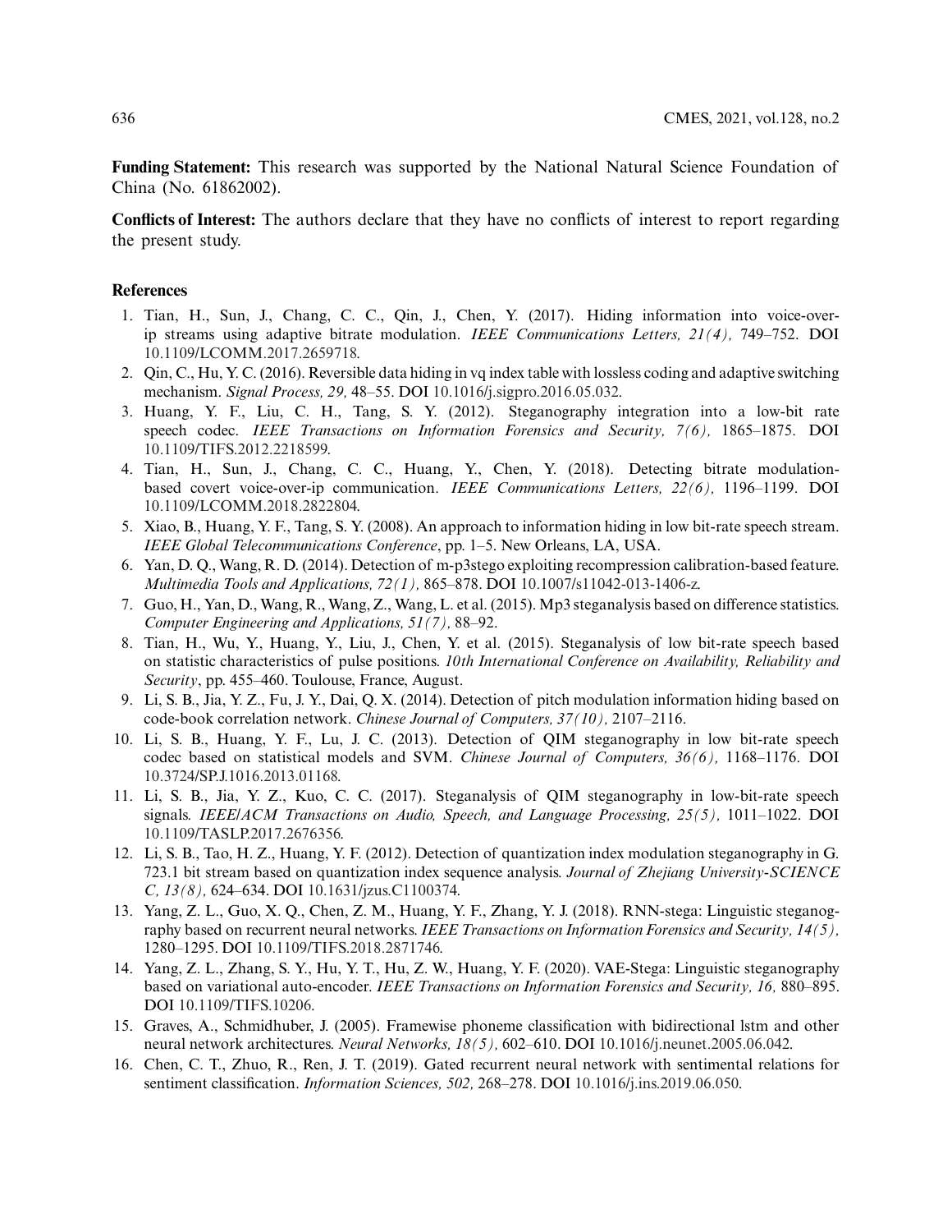**Funding Statement:** This research was supported by the National Natural Science Foundation of China (No. 61862002).

**Conflicts of Interest:** The authors declare that they have no conflicts of interest to report regarding the present study.

## References

1. Tian, H., Sun, J., Chang, C. C., Qin, J., Chen, Y. (2017). Hiding information into voice-over-ip streams using adaptive bitrate modulation. *IEEE Communications Letters, 21(4),* 749–752. DOI 10.1109/LCOMM.2017.2659718.
2. Qin, C., Hu, Y. C. (2016). Reversible data hiding in vq index table with lossless coding and adaptive switching mechanism. *Signal Process, 29,* 48–55. DOI 10.1016/j.sigpro.2016.05.032.
3. Huang, Y. F., Liu, C. H., Tang, S. Y. (2012). Steganography integration into a low-bit rate speech codec. *IEEE Transactions on Information Forensics and Security, 7(6),* 1865–1875. DOI 10.1109/TIFS.2012.2218599.
4. Tian, H., Sun, J., Chang, C. C., Huang, Y., Chen, Y. (2018). Detecting bitrate modulation-based covert voice-over-ip communication. *IEEE Communications Letters, 22(6),* 1196–1199. DOI 10.1109/LCOMM.2018.2822804.
5. Xiao, B., Huang, Y. F., Tang, S. Y. (2008). An approach to information hiding in low bit-rate speech stream. *IEEE Global Telecommunications Conference*, pp. 1–5. New Orleans, LA, USA.
6. Yan, D. Q., Wang, R. D. (2014). Detection of m-p3stego exploiting recompression calibration-based feature. *Multimedia Tools and Applications, 72(1),* 865–878. DOI 10.1007/s11042-013-1406-z.
7. Guo, H., Yan, D., Wang, R., Wang, Z., Wang, L. et al. (2015). Mp3 steganalysis based on difference statistics. *Computer Engineering and Applications, 51(7),* 88–92.
8. Tian, H., Wu, Y., Huang, Y., Liu, J., Chen, Y. et al. (2015). Steganalysis of low bit-rate speech based on statistic characteristics of pulse positions. *10th International Conference on Availability, Reliability and Security*, pp. 455–460. Toulouse, France, August.
9. Li, S. B., Jia, Y. Z., Fu, J. Y., Dai, Q. X. (2014). Detection of pitch modulation information hiding based on code-book correlation network. *Chinese Journal of Computers, 37(10),* 2107–2116.
10. Li, S. B., Huang, Y. F., Lu, J. C. (2013). Detection of QIM steganography in low bit-rate speech codec based on statistical models and SVM. *Chinese Journal of Computers, 36(6),* 1168–1176. DOI 10.3724/SP.J.1016.2013.01168.
11. Li, S. B., Jia, Y. Z., Kuo, C. C. (2017). Steganalysis of QIM steganography in low-bit-rate speech signals. *IEEE/ACM Transactions on Audio, Speech, and Language Processing, 25(5),* 1011–1022. DOI 10.1109/TASLP.2017.2676356.
12. Li, S. B., Tao, H. Z., Huang, Y. F. (2012). Detection of quantization index modulation steganography in G. 723.1 bit stream based on quantization index sequence analysis. *Journal of Zhejiang University-SCIENCE C, 13(8),* 624–634. DOI 10.1631/jzus.C1100374.
13. Yang, Z. L., Guo, X. Q., Chen, Z. M., Huang, Y. F., Zhang, Y. J. (2018). RNN-stega: Linguistic steganography based on recurrent neural networks. *IEEE Transactions on Information Forensics and Security, 14(5),* 1280–1295. DOI 10.1109/TIFS.2018.2871746.
14. Yang, Z. L., Zhang, S. Y., Hu, Y. T., Hu, Z. W., Huang, Y. F. (2020). VAE-Stega: Linguistic steganography based on variational auto-encoder. *IEEE Transactions on Information Forensics and Security, 16,* 880–895. DOI 10.1109/TIFS.10206.
15. Graves, A., Schmidhuber, J. (2005). Framewise phoneme classification with bidirectional lstm and other neural network architectures. *Neural Networks, 18(5),* 602–610. DOI 10.1016/j.neunet.2005.06.042.
16. Chen, C. T., Zhuo, R., Ren, J. T. (2019). Gated recurrent neural network with sentimental relations for sentiment classification. *Information Sciences, 502,* 268–278. DOI 10.1016/j.ins.2019.06.050.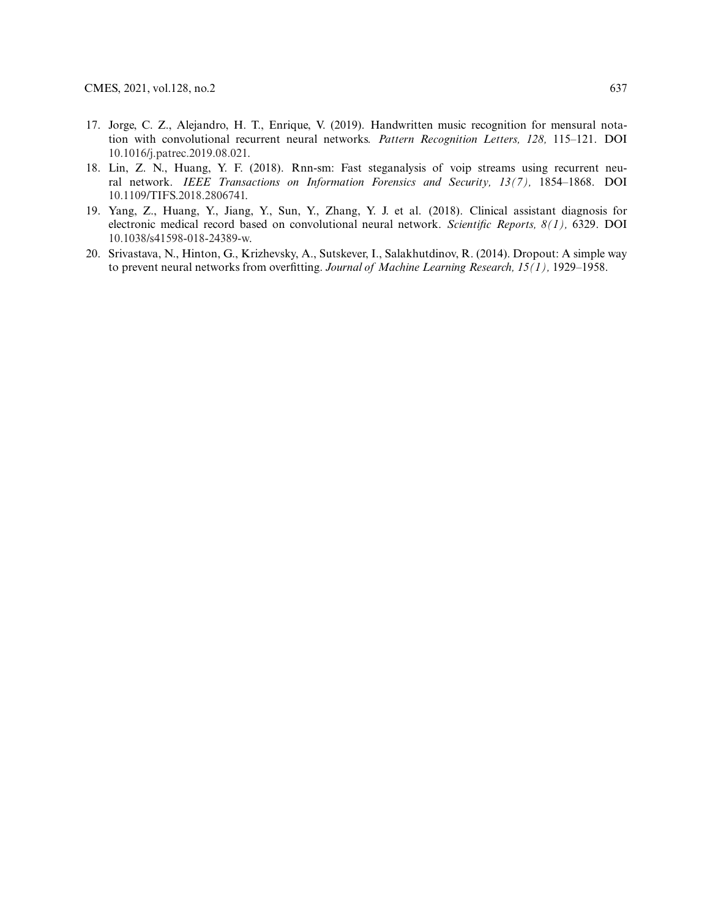17. Jorge, C. Z., Alejandro, H. T., Enrique, V. (2019). Handwritten music recognition for mensural notation with convolutional recurrent neural networks. *Pattern Recognition Letters, 128,* 115–121. DOI 10.1016/j.patrec.2019.08.021.
18. Lin, Z. N., Huang, Y. F. (2018). Rnn-sm: Fast steganalysis of voip streams using recurrent neural network. *IEEE Transactions on Information Forensics and Security, 13(7),* 1854–1868. DOI 10.1109/TIFS.2018.2806741.
19. Yang, Z., Huang, Y., Jiang, Y., Sun, Y., Zhang, Y. J. et al. (2018). Clinical assistant diagnosis for electronic medical record based on convolutional neural network. *Scientific Reports, 8(1),* 6329. DOI 10.1038/s41598-018-24389-w.
20. Srivastava, N., Hinton, G., Krizhevsky, A., Sutskever, I., Salakhutdinov, R. (2014). Dropout: A simple way to prevent neural networks from overfitting. *Journal of Machine Learning Research, 15(1),* 1929–1958.